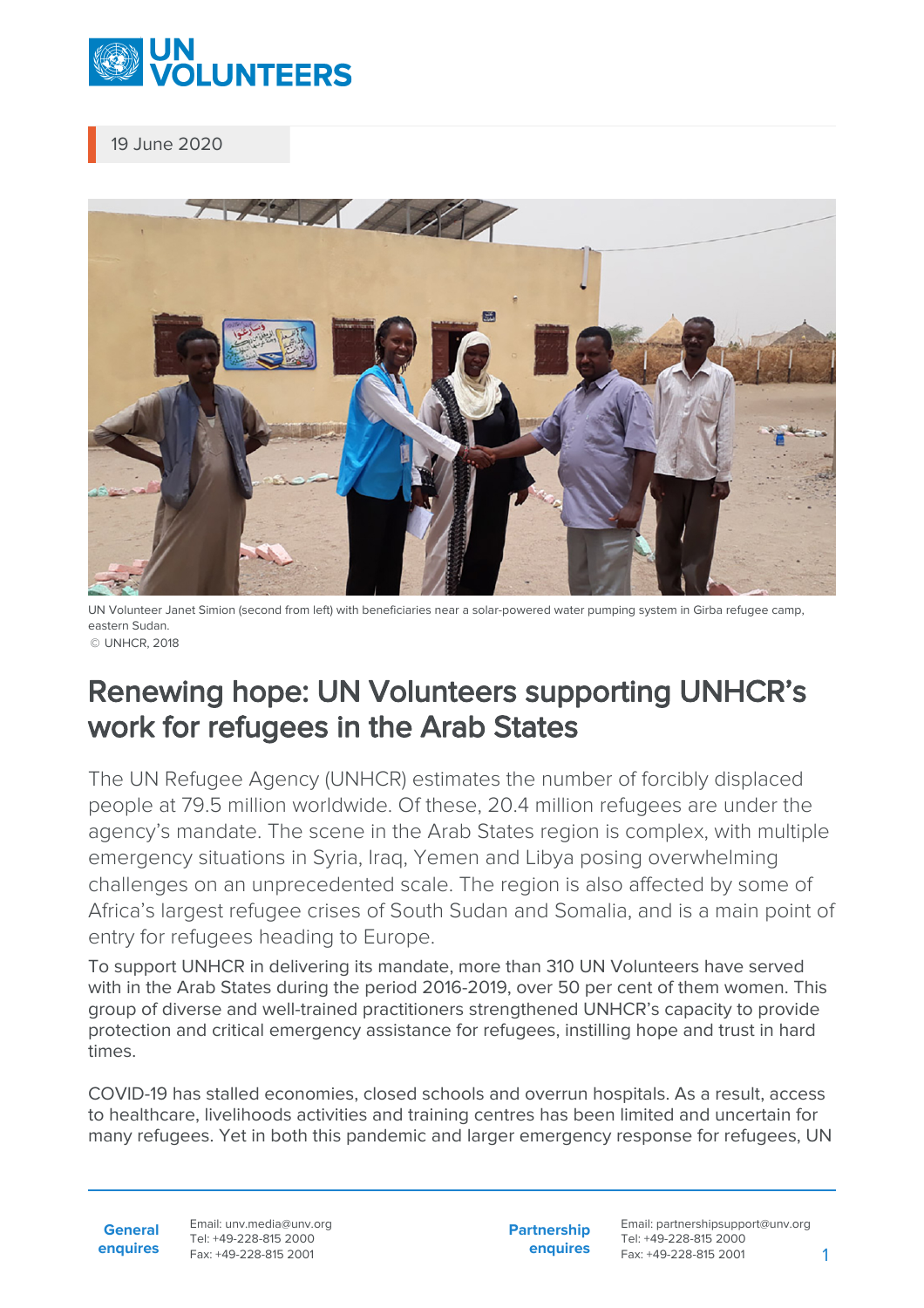19 June 2020

UN Volunteer Janet Simion (second from left) with beneficiaries near a solar-powered water pumping system in Girba refugee camp, eastern Sudan.
© UNHCR, 2018

# Renewing hope: UN Volunteers supporting UNHCR's work for refugees in the Arab States

The UN Refugee Agency (UNHCR) estimates the number of forcibly displaced people at 79.5 million worldwide. Of these, 20.4 million refugees are under the agency's mandate. The scene in the Arab States region is complex, with multiple emergency situations in Syria, Iraq, Yemen and Libya posing overwhelming challenges on an unprecedented scale. The region is also affected by some of Africa's largest refugee crises of South Sudan and Somalia, and is a main point of entry for refugees heading to Europe.

To support UNHCR in delivering its mandate, more than 310 UN Volunteers have served with in the Arab States during the period 2016-2019, over 50 per cent of them women. This group of diverse and well-trained practitioners strengthened UNHCR's capacity to provide protection and critical emergency assistance for refugees, instilling hope and trust in hard times.

COVID-19 has stalled economies, closed schools and overrun hospitals. As a result, access to healthcare, livelihoods activities and training centres has been limited and uncertain for many refugees. Yet in both this pandemic and larger emergency response for refugees, UN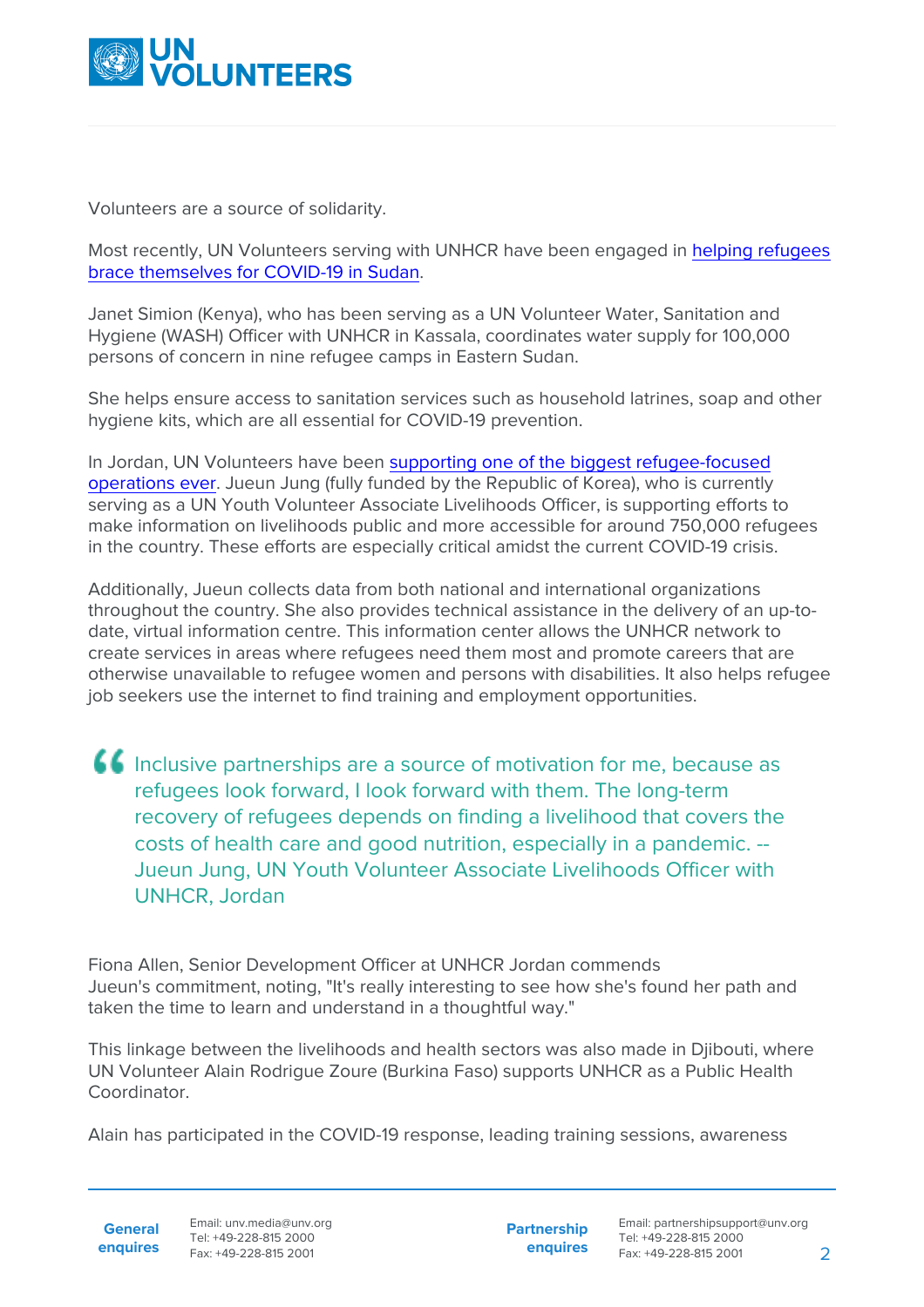Volunteers are a source of solidarity.

Most recently, UN Volunteers serving with UNHCR have been engaged in helping refugees brace themselves for COVID-19 in Sudan.

Janet Simion (Kenya), who has been serving as a UN Volunteer Water, Sanitation and Hygiene (WASH) Officer with UNHCR in Kassala, coordinates water supply for 100,000 persons of concern in nine refugee camps in Eastern Sudan.

She helps ensure access to sanitation services such as household latrines, soap and other hygiene kits, which are all essential for COVID-19 prevention.

In Jordan, UN Volunteers have been supporting one of the biggest refugee-focused operations ever. Jueun Jung (fully funded by the Republic of Korea), who is currently serving as a UN Youth Volunteer Associate Livelihoods Officer, is supporting efforts to make information on livelihoods public and more accessible for around 750,000 refugees in the country. These efforts are especially critical amidst the current COVID-19 crisis.

Additionally, Jueun collects data from both national and international organizations throughout the country. She also provides technical assistance in the delivery of an up-to-date, virtual information centre. This information center allows the UNHCR network to create services in areas where refugees need them most and promote careers that are otherwise unavailable to refugee women and persons with disabilities. It also helps refugee job seekers use the internet to find training and employment opportunities.

> Inclusive partnerships are a source of motivation for me, because as refugees look forward, I look forward with them. The long-term recovery of refugees depends on finding a livelihood that covers the costs of health care and good nutrition, especially in a pandemic. -- Jueun Jung, UN Youth Volunteer Associate Livelihoods Officer with UNHCR, Jordan

Fiona Allen, Senior Development Officer at UNHCR Jordan commends Jueun's commitment, noting, "It's really interesting to see how she's found her path and taken the time to learn and understand in a thoughtful way."

This linkage between the livelihoods and health sectors was also made in Djibouti, where UN Volunteer Alain Rodrigue Zoure (Burkina Faso) supports UNHCR as a Public Health Coordinator.

Alain has participated in the COVID-19 response, leading training sessions, awareness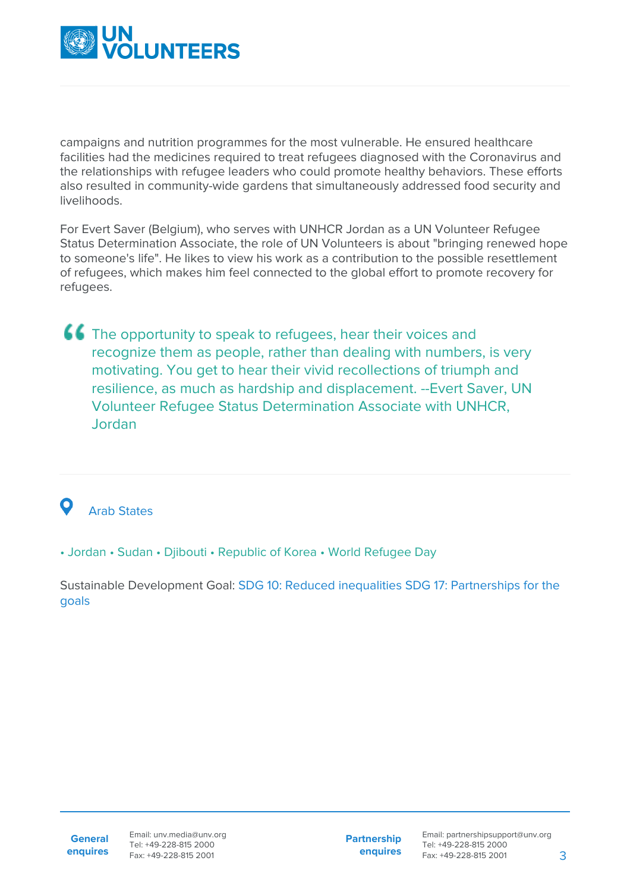campaigns and nutrition programmes for the most vulnerable. He ensured healthcare facilities had the medicines required to treat refugees diagnosed with the Coronavirus and the relationships with refugee leaders who could promote healthy behaviors. These efforts also resulted in community-wide gardens that simultaneously addressed food security and livelihoods.

For Evert Saver (Belgium), who serves with UNHCR Jordan as a UN Volunteer Refugee Status Determination Associate, the role of UN Volunteers is about "bringing renewed hope to someone's life". He likes to view his work as a contribution to the possible resettlement of refugees, which makes him feel connected to the global effort to promote recovery for refugees.

> The opportunity to speak to refugees, hear their voices and recognize them as people, rather than dealing with numbers, is very motivating. You get to hear their vivid recollections of triumph and resilience, as much as hardship and displacement. --Evert Saver, UN Volunteer Refugee Status Determination Associate with UNHCR, Jordan

Arab States

• Jordan • Sudan • Djibouti • Republic of Korea • World Refugee Day

Sustainable Development Goal: SDG 10: Reduced inequalities SDG 17: Partnerships for the goals

**General enquires** Email: unv.media@unv.org Tel: +49-228-815 2000 Fax: +49-228-815 2001

**Partnership enquires** Email: partnershipsupport@unv.org Tel: +49-228-815 2000 Fax: +49-228-815 2001